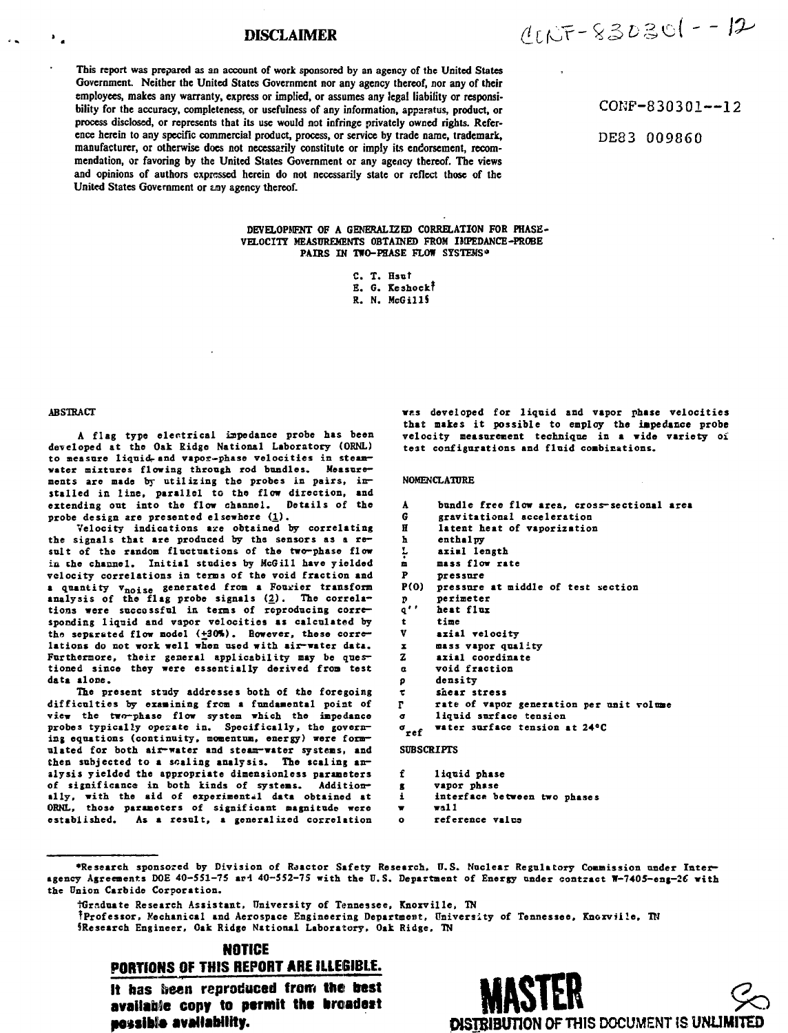# DISCLAIMER

CONF-830301--12

This report was prepared as an account of work sponsored by an agency of the United States Government. Neither the United States Government nor any agency thereof, nor any of their employees, makes any warranty, express or implied, or assumes any legal liability or responsibility for the accuracy, completeness, or usefulness of any information, apparatus, product, or process disclosed, or represents that its use would not infringe privately owned rights. Reference herein to any specific commercial product, process, or service by trade name, trademark, manufacturer, or otherwise does not necessarily constitute or imply its endorsement, recommendation, or favoring by the United States Government or any agency thereof. The views and opinions of authors expressed herein do not necessarily state or reflect those of the United States Government or any agency thereof.

CONF-830301--12

DE83 009860

# DEVELOPMENT OF A GENERALIZED CORRELATION FOR PHASE-VELOCITY MEASUREMENTS OBTAINED FROM IMPEDANCE-PROBE PAIRS IN TWO-PHASE FLOW SYSTEMS*

C. T. Hsu†
E. G. Keshock‡
R. N. McGill§

## ABSTRACT

A flag type electrical impedance probe has been developed at the Oak Ridge National Laboratory (ORNL) to measure liquid- and vapor-phase velocities in steam-water mixtures flowing through rod bundles. Measurements are made by utilizing the probes in pairs, installed in line, parallel to the flow direction, and extending out into the flow channel. Details of the probe design are presented elsewhere (1).

Velocity indications are obtained by correlating the signals that are produced by the sensors as a result of the random fluctuations of the two-phase flow in the channel. Initial studies by McGill have yielded velocity correlations in terms of the void fraction and a quantity $v_{noise}$ generated from a Fourier transform analysis of the flag probe signals (2). The correlations were successful in terms of reproducing corresponding liquid and vapor velocities as calculated by the separated flow model (±30%). However, these correlations do not work well when used with air-water data. Furthermore, their general applicability may be questioned since they were essentially derived from test data alone.

The present study addresses both of the foregoing difficulties by examining from a fundamental point of view the two-phase flow system which the impedance probes typically operate in. Specifically, the governing equations (continuity, momentum, energy) were formulated for both air-water and steam-water systems, and then subjected to a scaling analysis. The scaling analysis yielded the appropriate dimensionless parameters of significance in both kinds of systems. Additionally, with the aid of experimental data obtained at ORNL, those parameters of significant magnitude were established. As a result, a generalized correlation was developed for liquid and vapor phase velocities that makes it possible to employ the impedance probe velocity measurement technique in a wide variety of test configurations and fluid combinations.

## NOMENCLATURE

| | |
|---|---|
| $A$ | bundle free flow area, cross-sectional area |
| $G$ | gravitational acceleration |
| $H$ | latent heat of vaporization |
| $h$ | enthalpy |
| $L$ | axial length |
| $\dot{m}$ | mass flow rate |
| $P$ | pressure |
| $P(0)$ | pressure at middle of test section |
| $p$ | perimeter |
| $q''$ | heat flux |
| $t$ | time |
| $V$ | axial velocity |
| $x$ | mass vapor quality |
| $Z$ | axial coordinate |
| $\alpha$ | void fraction |
| $\rho$ | density |
| $\tau$ | shear stress |
| $\Gamma$ | rate of vapor generation per unit volume |
| $\sigma$ | liquid surface tension |
| $\sigma_{ref}$ | water surface tension at 24°C |

## SUBSCRIPTS

| | |
|---|---|
| f | liquid phase |
| g | vapor phase |
| i | interface between two phases |
| w | wall |
| o | reference value |

*Research sponsored by Division of Reactor Safety Research, U.S. Nuclear Regulatory Commission under Interagency Agreements DOE 40-551-75 and 40-552-75 with the U.S. Department of Energy under contract W-7405-eng-26 with the Union Carbide Corporation.

†Graduate Research Assistant, University of Tennessee, Knoxville, TN
‡Professor, Mechanical and Aerospace Engineering Department, University of Tennessee, Knoxville, TN
§Research Engineer, Oak Ridge National Laboratory, Oak Ridge, TN

**NOTICE**

**PORTIONS OF THIS REPORT ARE ILLEGIBLE.**

**It has been reproduced from the best available copy to permit the broadest possible availability.**

**MASTER**

**DISTRIBUTION OF THIS DOCUMENT IS UNLIMITED**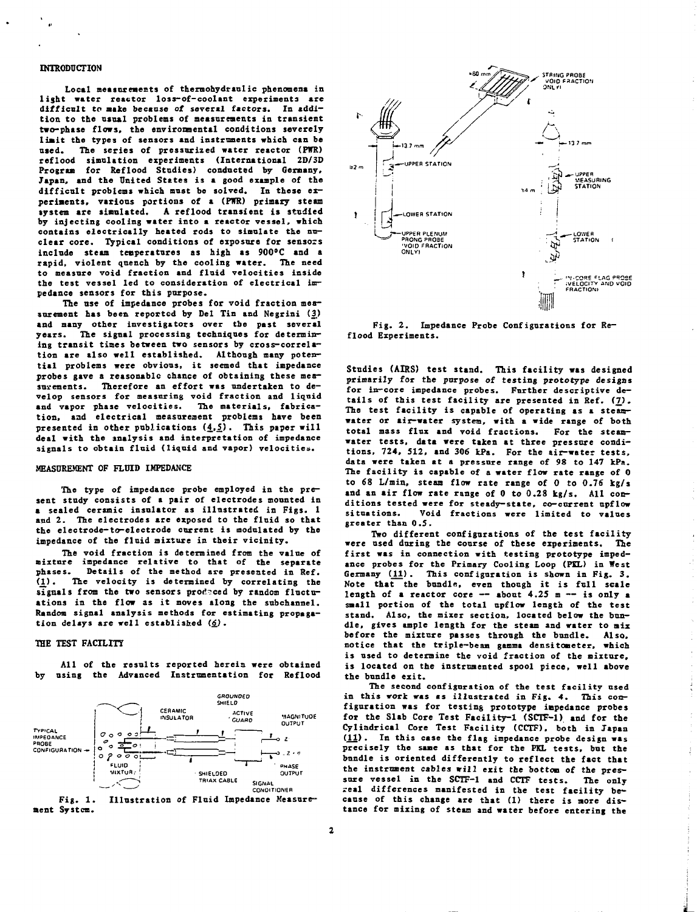## INTRODUCTION

Local measurements of thermohydraulic phenomena in light water reactor loss-of-coolant experiments are difficult to make because of several factors. In addition to the usual problems of measurements in transient two-phase flows, the environmental conditions severely limit the types of sensors and instruments which can be used. The series of pressurized water reactor (PWR) reflood simulation experiments (International 2D/3D Program for Reflood Studies) conducted by Germany, Japan, and the United States is a good example of the difficult problems which must be solved. In these experiments, various portions of a (PWR) primary steam system are simulated. A reflood transient is studied by injecting cooling water into a reactor vessel, which contains electrically heated rods to simulate the nuclear core. Typical conditions of exposure for sensors include steam temperatures as high as 900°C and a rapid, violent quench by the cooling water. The need to measure void fraction and fluid velocities inside the test vessel led to consideration of electrical impedance sensors for this purpose.

The use of impedance probes for void fraction measurement has been reported by Del Tin and Negrini (3) and many other investigators over the past several years. The signal processing techniques for determining transit times between two sensors by cross-correlation are also well established. Although many potential problems were obvious, it seemed that impedance probes gave a reasonable chance of obtaining these measurements. Therefore an effort was undertaken to develop sensors for measuring void fraction and liquid and vapor phase velocities. The materials, fabrication, and electrical measurement problems have been presented in other publications (4,5). This paper will deal with the analysis and interpretation of impedance signals to obtain fluid (liquid and vapor) velocities.

## MEASUREMENT OF FLUID IMPEDANCE

The type of impedance probe employed in the present study consists of a pair of electrodes mounted in a sealed ceramic insulator as illustrated in Figs. 1 and 2. The electrodes are exposed to the fluid so that the electrode-to-electrode current is modulated by the impedance of the fluid mixture in their vicinity.

The void fraction is determined from the value of mixture impedance relative to that of the separate phases. Details of the method are presented in Ref. (1). The velocity is determined by correlating the signals from the two sensors produced by random fluctuations in the flow as it moves along the subchannel. Random signal analysis methods for estimating propagation delays are well established (6).

## THE TEST FACILITY

All of the results reported herein were obtained by using the Advanced Instrumentation for Reflood

Fig. 1. Illustration of Fluid Impedance Measurement System.

Fig. 2. Impedance Probe Configurations for Reflood Experiments.

Studies (AIRS) test stand. This facility was designed primarily for the purpose of testing prototype designs for in-core impedance probes. Further descriptive details of this test facility are presented in Ref. (7). The test facility is capable of operating as a steam-water or air-water system, with a wide range of both total mass flux and void fractions. For the steam-water tests, data were taken at three pressure conditions, 724, 512, and 306 kPa. For the air-water tests, data were taken at a pressure range of 98 to 147 kPa. The facility is capable of a water flow rate range of 0 to 68 L/min, steam flow rate range of 0 to 0.76 kg/s and an air flow rate range of 0 to 0.28 kg/s. All conditions tested were for steady-state, co-current upflow situations. Void fractions were limited to values greater than 0.5.

Two different configurations of the test facility were used during the course of these experiments. The first was in connection with testing prototype impedance probes for the Primary Cooling Loop (PKL) in West Germany (11). This configuration is shown in Fig. 3. Note that the bundle, even though it is full scale length of a reactor core -- about 4.25 m -- is only a small portion of the total upflow length of the test stand. Also, the mixer section, located below the bundle, gives ample length for the steam and water to mix before the mixture passes through the bundle. Also, notice that the triple-beam gamma densitometer, which is used to determine the void fraction of the mixture, is located on the instrumented spool piece, well above the bundle exit.

The second configuration of the test facility used in this work was as illustrated in Fig. 4. This configuration was for testing prototype impedance probes for the Slab Core Test Facility-1 (SCTF-1) and for the Cylindrical Core Test Facility (CCTF), both in Japan (11). In this case the flag impedance probe design was precisely the same as that for the PKL tests, but the bundle is oriented differently to reflect the fact that the instrument cables will exit the bottom of the pressure vessel in the SCTF-1 and CCTF tests. The only real differences manifested in the test facility because of this change are that (1) there is more distance for mixing of steam and water before entering the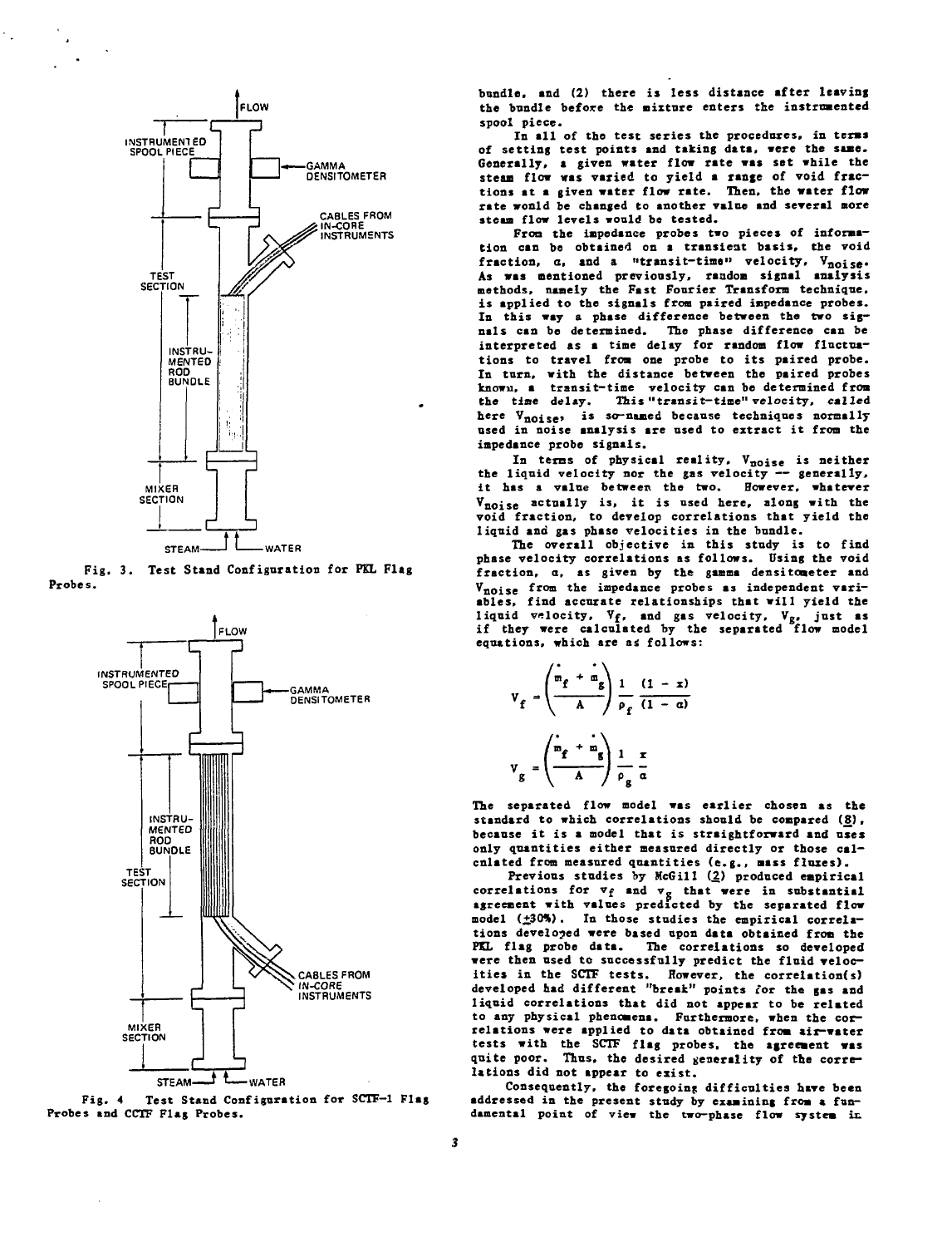Fig. 3. Test Stand Configuration for PKL Flag Probes.

Fig. 4 Test Stand Configuration for SCTF-1 Flag Probes and CCTF Flag Probes.

bundle, and (2) there is less distance after leaving the bundle before the mixture enters the instrumented spool piece.

In all of the test series the procedures, in terms of setting test points and taking data, were the same. Generally, a given water flow rate was set while the steam flow was varied to yield a range of void fractions at a given water flow rate. Then, the water flow rate would be changed to another value and several more steam flow levels would be tested.

From the impedance probes two pieces of information can be obtained on a transient basis, the void fraction, $\alpha$, and a "transit-time" velocity, $V_{noise}$. As was mentioned previously, random signal analysis methods, namely the Fast Fourier Transform technique, is applied to the signals from paired impedance probes. In this way a phase difference between the two signals can be determined. The phase difference can be interpreted as a time delay for random flow fluctuations to travel from one probe to its paired probe. In turn, with the distance between the paired probes known, a transit-time velocity can be determined from the time delay. This "transit-time" velocity, called here $V_{noise}$, is so-named because techniques normally used in noise analysis are used to extract it from the impedance probe signals.

In terms of physical reality, $V_{noise}$ is neither the liquid velocity nor the gas velocity -- generally, it has a value between the two. However, whatever $V_{noise}$ actually is, it is used here, along with the void fraction, to develop correlations that yield the liquid and gas phase velocities in the bundle.

The overall objective in this study is to find phase velocity correlations as follows. Using the void fraction, $\alpha$, as given by the gamma densitometer and $V_{noise}$ from the impedance probes as independent variables, find accurate relationships that will yield the liquid velocity, $V_f$, and gas velocity, $V_g$, just as if they were calculated by the separated flow model equations, which are as follows:

$$V_f = \left(\frac{\dot{m}_f + \dot{m}_g}{A}\right) \frac{1}{\rho_f} \frac{(1 - x)}{(1 - \alpha)}$$

$$V_g = \left(\frac{\dot{m}_f + \dot{m}_g}{A}\right) \frac{1}{\rho_g} \frac{x}{\alpha}$$

The separated flow model was earlier chosen as the standard to which correlations should be compared (8), because it is a model that is straightforward and uses only quantities either measured directly or those calculated from measured quantities (e.g., mass fluxes).

Previous studies by McGill (2) produced empirical correlations for $v_f$ and $v_g$ that were in substantial agreement with values predicted by the separated flow model (±30%). In those studies the empirical correlations developed were based upon data obtained from the PKL flag probe data. The correlations so developed were then used to successfully predict the fluid velocities in the SCTF tests. However, the correlation(s) developed had different "break" points for the gas and liquid correlations that did not appear to be related to any physical phenomena. Furthermore, when the correlations were applied to data obtained from air-water tests with the SCTF flag probes, the agreement was quite poor. Thus, the desired generality of the correlations did not appear to exist.

Consequently, the foregoing difficulties have been addressed in the present study by examining from a fundamental point of view the two-phase flow system in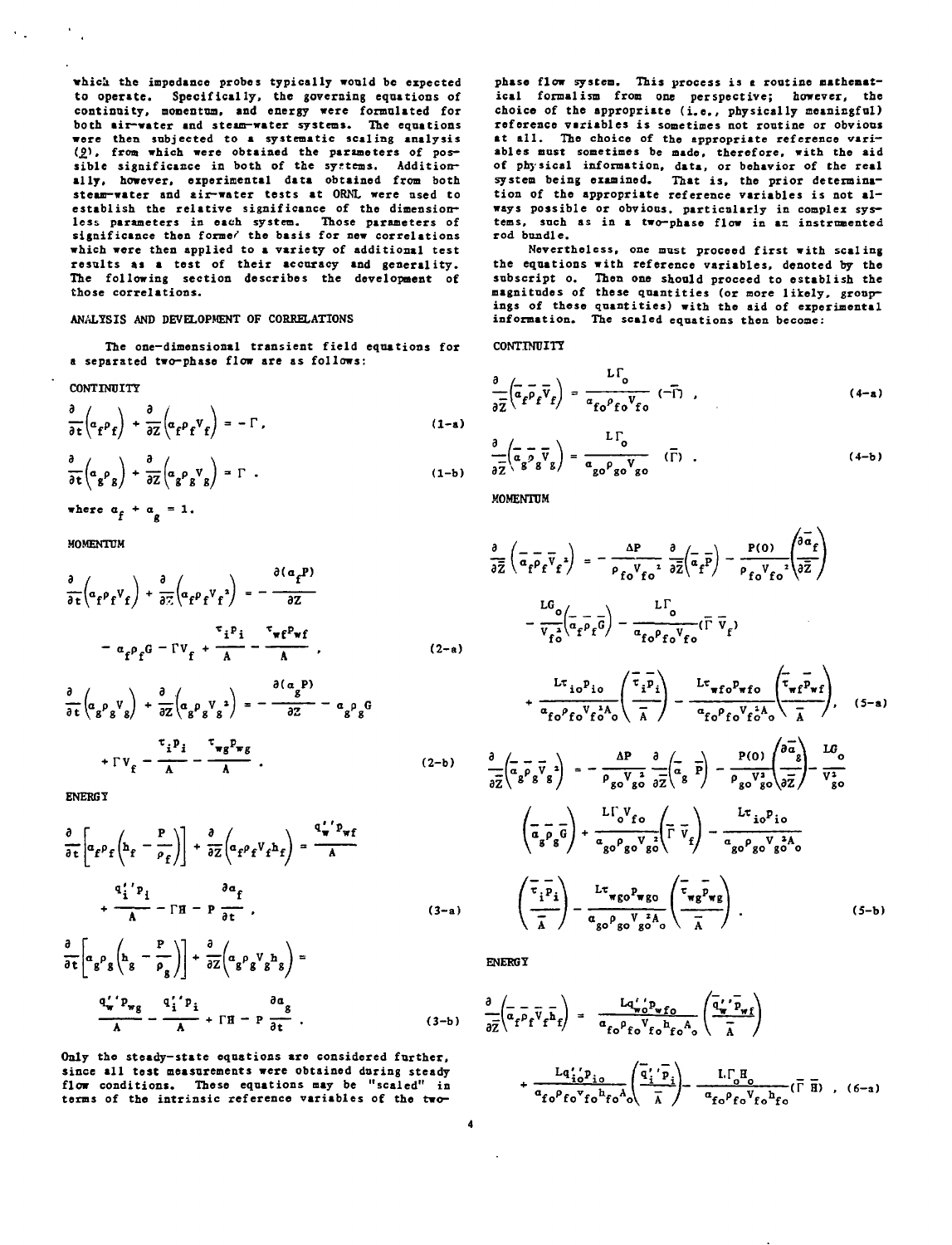which the impedance probes typically would be expected to operate. Specifically, the governing equations of continuity, momentum, and energy were formulated for both air-water and steam-water systems. The equations were then subjected to a systematic scaling analysis (2), from which were obtained the parameters of possible significance in both of the systems. Additionally, however, experimental data obtained from both steam-water and air-water tests at ORNL were used to establish the relative significance of the dimensionless parameters in each system. Those parameters of significance then formed the basis for new correlations which were then applied to a variety of additional test results as a test of their accuracy and generality. The following section describes the development of those correlations.

## ANALYSIS AND DEVELOPMENT OF CORRELATIONS

The one-dimensional transient field equations for a separated two-phase flow are as follows:

### CONTINUITY

$$\frac{\partial}{\partial t}\left(\alpha_f \rho_f\right) + \frac{\partial}{\partial Z}\left(\alpha_f \rho_f V_f\right) = -\Gamma, \tag{1-a}$$

$$\frac{\partial}{\partial t}\left(\alpha_g \rho_g\right) + \frac{\partial}{\partial Z}\left(\alpha_g \rho_g V_g\right) = \Gamma. \tag{1-b}$$

where $\alpha_f + \alpha_g = 1$.

### MOMENTUM

$$\frac{\partial}{\partial t}\left(\alpha_f \rho_f V_f\right) + \frac{\partial}{\partial Z}\left(\alpha_f \rho_f V_f^2\right) = -\frac{\partial(\alpha_f P)}{\partial Z} - \alpha_f \rho_f G - \Gamma V_f + \frac{\tau_i P_i}{A} - \frac{\tau_{wf} P_{wf}}{A}, \tag{2-a}$$

$$\frac{\partial}{\partial t}\left(\alpha_g \rho_g V_g\right) + \frac{\partial}{\partial Z}\left(\alpha_g \rho_g V_g^2\right) = -\frac{\partial(\alpha_g P)}{\partial Z} - \alpha_g \rho_g G + \Gamma V_f - \frac{\tau_i P_i}{A} - \frac{\tau_{wg} P_{wg}}{A}. \tag{2-b}$$

### ENERGY

$$\frac{\partial}{\partial t}\left[\alpha_f \rho_f\left(h_f - \frac{P}{\rho_f}\right)\right] + \frac{\partial}{\partial Z}\left(\alpha_f \rho_f V_f h_f\right) = \frac{q_w'' P_{wf}}{A} + \frac{q_i'' P_i}{A} - \Gamma H - P\frac{\partial \alpha_f}{\partial t}, \tag{3-a}$$

$$\frac{\partial}{\partial t}\left[\alpha_g \rho_g\left(h_g - \frac{P}{\rho_g}\right)\right] + \frac{\partial}{\partial Z}\left(\alpha_g \rho_g V_g h_g\right) = \frac{q_w'' P_{wg}}{A} - \frac{q_i'' P_i}{A} + \Gamma H - P\frac{\partial \alpha_g}{\partial t}. \tag{3-b}$$

Only the steady-state equations are considered further, since all test measurements were obtained during steady flow conditions. These equations may be "scaled" in terms of the intrinsic reference variables of the two-phase flow system. This process is a routine mathematical formalism from one perspective; however, the choice of the appropriate (i.e., physically meaningful) reference variables is sometimes not routine or obvious at all. The choice of the appropriate reference variables must sometimes be made, therefore, with the aid of physical information, data, or behavior of the real system being examined. That is, the prior determination of the appropriate reference variables is not always possible or obvious, particularly in complex systems, such as in a two-phase flow in an instrumented rod bundle.

Nevertheless, one must proceed first with scaling the equations with reference variables, denoted by the subscript o. Then one should proceed to establish the magnitudes of these quantities (or more likely, groupings of these quantities) with the aid of experimental information. The scaled equations then become:

### CONTINUITY

$$\frac{\partial}{\partial \bar{Z}}\left(\bar{\alpha}_f \bar{\rho}_f \bar{V}_f\right) = \frac{L\Gamma_o}{\alpha_{fo}\rho_{fo}V_{fo}}\left(-\bar{\Gamma}\right), \tag{4-a}$$

$$\frac{\partial}{\partial \bar{Z}}\left(\bar{\alpha}_g \bar{\rho}_g \bar{V}_g\right) = \frac{L\Gamma_o}{\alpha_{go}\rho_{go}V_{go}}\left(\bar{\Gamma}\right). \tag{4-b}$$

### MOMENTUM

$$\frac{\partial}{\partial \bar{Z}}\left(\bar{\alpha}_f \bar{\rho}_f \bar{V}_f^2\right) = -\frac{\Delta P}{\rho_{fo}V_{fo}^2}\frac{\partial}{\partial \bar{Z}}\left(\bar{\alpha}_f \bar{P}\right) - \frac{P(0)}{\rho_{fo}V_{fo}^2}\left(\frac{\partial \bar{\alpha}_f}{\partial \bar{Z}}\right) - \frac{LG_o}{V_{fo}^2}\left(\bar{\alpha}_f \bar{\rho}_f \bar{G}\right) - \frac{L\Gamma_o}{\alpha_{fo}\rho_{fo}V_{fo}}\left(\bar{\Gamma}\,\bar{V}_f\right) + \frac{L\tau_{io}P_{io}}{\alpha_{fo}\rho_{fo}V_{fo}^2A_o}\left(\frac{\bar{\tau}_i \bar{P}_i}{\bar{A}}\right) - \frac{L\tau_{wfo}P_{wfo}}{\alpha_{fo}\rho_{fo}V_{fo}^2A_o}\left(\frac{\bar{\tau}_{wf}\bar{P}_{wf}}{\bar{A}}\right), \tag{5-a}$$

$$\frac{\partial}{\partial \bar{Z}}\left(\bar{\alpha}_g \bar{\rho}_g \bar{V}_g^2\right) = -\frac{\Delta P}{\rho_{go}V_{go}^2}\frac{\partial}{\partial \bar{Z}}\left(\bar{\alpha}_g \bar{P}\right) - \frac{P(0)}{\rho_{go}V_{go}^2}\left(\frac{\partial \bar{\alpha}_g}{\partial \bar{Z}}\right) - \frac{LG_o}{V_{go}^2}\left(\bar{\alpha}_g \bar{\rho}_g \bar{G}\right) + \frac{L\Gamma_o V_{fo}}{\alpha_{go}\rho_{go}V_{go}^2}\left(\bar{\Gamma}\,\bar{V}_f\right) - \frac{L\tau_{io}P_{io}}{\alpha_{go}\rho_{go}V_{go}^2A_o}\left(\frac{\bar{\tau}_i \bar{P}_i}{\bar{A}}\right) - \frac{L\tau_{wgo}P_{wgo}}{\alpha_{go}\rho_{go}V_{go}^2A_o}\left(\frac{\bar{\tau}_{wg}\bar{P}_{wg}}{\bar{A}}\right). \tag{5-b}$$

### ENERGY

$$\frac{\partial}{\partial \bar{Z}}\left(\bar{\alpha}_f \bar{\rho}_f \bar{V}_f \bar{h}_f\right) = \frac{Lq_{wo}''P_{wfo}}{\alpha_{fo}\rho_{fo}V_{fo}h_{fo}A_o}\left(\frac{\bar{q}_w''\bar{P}_{wf}}{\bar{A}}\right) + \frac{Lq_{io}''P_{io}}{\alpha_{fo}\rho_{fo}V_{fo}h_{fo}A_o}\left(\frac{\bar{q}_i''\bar{P}_i}{\bar{A}}\right) - \frac{L\Gamma_o H_o}{\alpha_{fo}\rho_{fo}V_{fo}h_{fo}}\left(\bar{\Gamma}\,\bar{H}\right), \tag{6-a}$$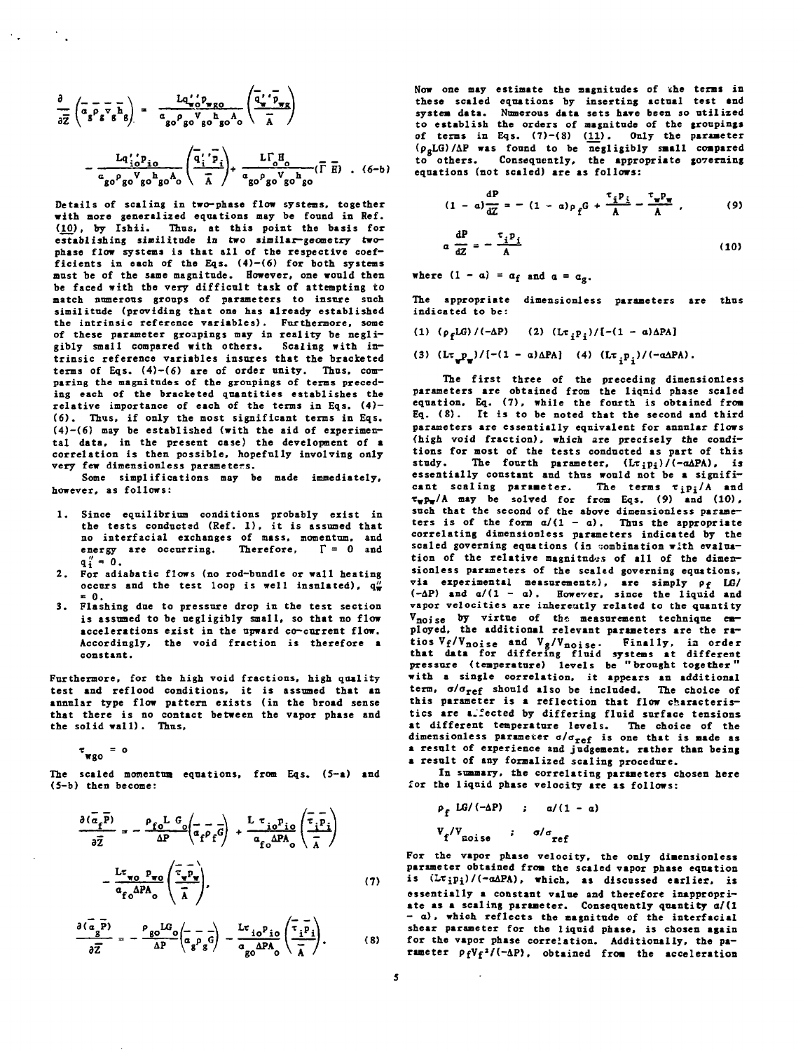$$\frac{\partial}{\partial \bar{Z}}\left(\bar{\alpha}_g \bar{\rho}_g \bar{v}_g \bar{h}_g\right) = \frac{L q''_{wo} p_{wgo}}{\alpha_{go}\rho_{go}V_{go}h_{go}A_o}\left(\frac{\bar{q}''_w \bar{p}_{wg}}{\bar{A}}\right)$$

$$- \frac{L q''_{io} p_{io}}{\alpha_{go}\rho_{go}V_{go}h_{go}A_o}\left(\frac{\bar{q}''_i \bar{p}_i}{\bar{A}}\right) + \frac{L \Gamma_o H_o}{\alpha_{go}\rho_{go}V_{go}h_{go}}(\bar{\Gamma}\,\bar{H}) \quad . \quad (6\text{-b})$$

Details of scaling in two-phase flow systems, together with more generalized equations may be found in Ref. (10), by Ishii. Thus, at this point the basis for establishing similitude in two similar-geometry two-phase flow systems is that all of the respective coefficients in each of the Eqs. (4)-(6) for both systems must be of the same magnitude. However, one would then be faced with the very difficult task of attempting to match numerous groups of parameters to insure such similitude (providing that one has already established the intrinsic reference variables). Furthermore, some of these parameter groupings may in reality be negligibly small compared with others. Scaling with intrinsic reference variables insures that the bracketed terms of Eqs. (4)-(6) are of order unity. Thus, comparing the magnitudes of the groupings of terms preceding each of the bracketed quantities establishes the relative importance of each of the terms in Eqs. (4)-(6). Thus, if only the most significant terms in Eqs. (4)-(6) may be established (with the aid of experimental data, in the present case) the development of a correlation is then possible, hopefully involving only very few dimensionless parameters.

Some simplifications may be made immediately, however, as follows:

1. Since equilibrium conditions probably exist in the tests conducted (Ref. 1), it is assumed that no interfacial exchanges of mass, momentum, and energy are occurring. Therefore, $\Gamma = 0$ and $q''_i = 0$.
2. For adiabatic flows (no rod-bundle or wall heating occurs and the test loop is well insulated), $q''_w = 0$.
3. Flashing due to pressure drop in the test section is assumed to be negligibly small, so that no flow accelerations exist in the upward co-current flow. Accordingly, the void fraction is therefore a constant.

Furthermore, for the high void fractions, high quality test and reflood conditions, it is assumed that an annular type flow pattern exists (in the broad sense that there is no contact between the vapor phase and the solid wall). Thus,

$$\tau_{wgo} = o$$

The scaled momentum equations, from Eqs. (5-a) and (5-b) then become:

$$\frac{\partial(\bar{\alpha}_f \bar{P})}{\partial \bar{Z}} = - \frac{\rho_{fo} L\, G_o}{\Delta P}\left(\bar{\alpha}_f \bar{\rho}_f \bar{G}\right) + \frac{L\,\tau_{io} p_{io}}{\alpha_{fo}\Delta P A_o}\left(\frac{\bar{\tau}_i \bar{p}_i}{\bar{A}}\right)$$

$$- \frac{L\tau_{wo}\, p_{wo}}{\alpha_{fo}\Delta P A_o}\left(\frac{\bar{\tau}_w \bar{p}_w}{\bar{A}}\right), \quad (7)$$

$$\frac{\partial(\bar{\alpha}_g \bar{P})}{\partial \bar{Z}} = - \frac{\rho_{go} L G_o}{\Delta P}\left(\bar{\alpha}_g \bar{\rho}_g \bar{G}\right) - \frac{L\tau_{io} p_{io}}{\alpha_{go}\Delta P A_o}\left(\frac{\bar{\tau}_i \bar{p}_i}{\bar{A}}\right). \quad (8)$$

Now one may estimate the magnitudes of the terms in these scaled equations by inserting actual test and system data. Numerous data sets have been so utilized to establish the orders of magnitude of the groupings of terms in Eqs. (7)-(8) (11). Only the parameter $(\rho_g LG)/\Delta P$ was found to be negligibly small compared to others. Consequently, the appropriate governing equations (not scaled) are as follows:

$$(1 - \alpha)\frac{dP}{dZ} = - (1 - \alpha)\rho_f G + \frac{\tau_i p_i}{A} - \frac{\tau_w p_w}{A}\ , \quad (9)$$

$$\alpha\,\frac{dP}{dZ} = - \frac{\tau_i p_i}{A} \quad (10)$$

where $(1 - \alpha) = \alpha_f$ and $\alpha = \alpha_g$.

The appropriate dimensionless parameters are thus indicated to be:

(1) $(\rho_f LG)/(-\Delta P)$ (2) $(L\tau_i p_i)/[-(1 - \alpha)\Delta PA]$

(3) $(L\tau_w p_w)/[-(1 - \alpha)\Delta PA]$ (4) $(L\tau_i p_i)/(-\alpha\Delta PA)$.

The first three of the preceding dimensionless parameters are obtained from the liquid phase scaled equation, Eq. (7), while the fourth is obtained from Eq. (8). It is to be noted that the second and third parameters are essentially equivalent for annular flows (high void fraction), which are precisely the conditions for most of the tests conducted as part of this study. The fourth parameter, $(L\tau_i p_i)/(-\alpha\Delta PA)$, is essentially constant and thus would not be a significant scaling parameter. The terms $\tau_i p_i/A$ and $\tau_w p_w/A$ may be solved for from Eqs. (9) and (10), such that the second of the above dimensionless parameters is of the form $\alpha/(1 - \alpha)$. Thus the appropriate correlating dimensionless parameters indicated by the scaled governing equations (in combination with evaluation of the relative magnitudes of all of the dimensionless parameters of the scaled governing equations, via experimental measurements), are simply $\rho_f\ LG/(-\Delta P)$ and $\alpha/(1 - \alpha)$. However, since the liquid and vapor velocities are inherently related to the quantity $V_{noise}$ by virtue of the measurement technique employed, the additional relevant parameters are the ratios $V_f/V_{noise}$ and $V_g/V_{noise}$. Finally, in order that data for differing fluid systems at different pressure (temperature) levels be "brought together" with a single correlation, it appears an additional term, $\sigma/\sigma_{ref}$ should also be included. The choice of this parameter is a reflection that flow characteristics are affected by differing fluid surface tensions at different temperature levels. The choice of the dimensionless parameter $\sigma/\sigma_{ref}$ is one that is made as a result of experience and judgement, rather than being a result of any formalized scaling procedure.

In summary, the correlating parameters chosen here for the liquid phase velocity are as follows:

$\rho_f\ LG/(-\Delta P)$ ; $\alpha/(1 - \alpha)$

$V_f/V_{noise}$ ; $\sigma/\sigma_{ref}$

For the vapor phase velocity, the only dimensionless parameter obtained from the scaled vapor phase equation is $(L\tau_i p_i)/(-\alpha\Delta PA)$, which, as discussed earlier, is essentially a constant value and therefore inappropriate as a scaling parameter. Consequently quantity $\alpha/(1 - \alpha)$, which reflects the magnitude of the interfacial shear parameter for the liquid phase, is chosen again for the vapor phase correlation. Additionally, the parameter $\rho_f V_f^2/(-\Delta P)$, obtained from the acceleration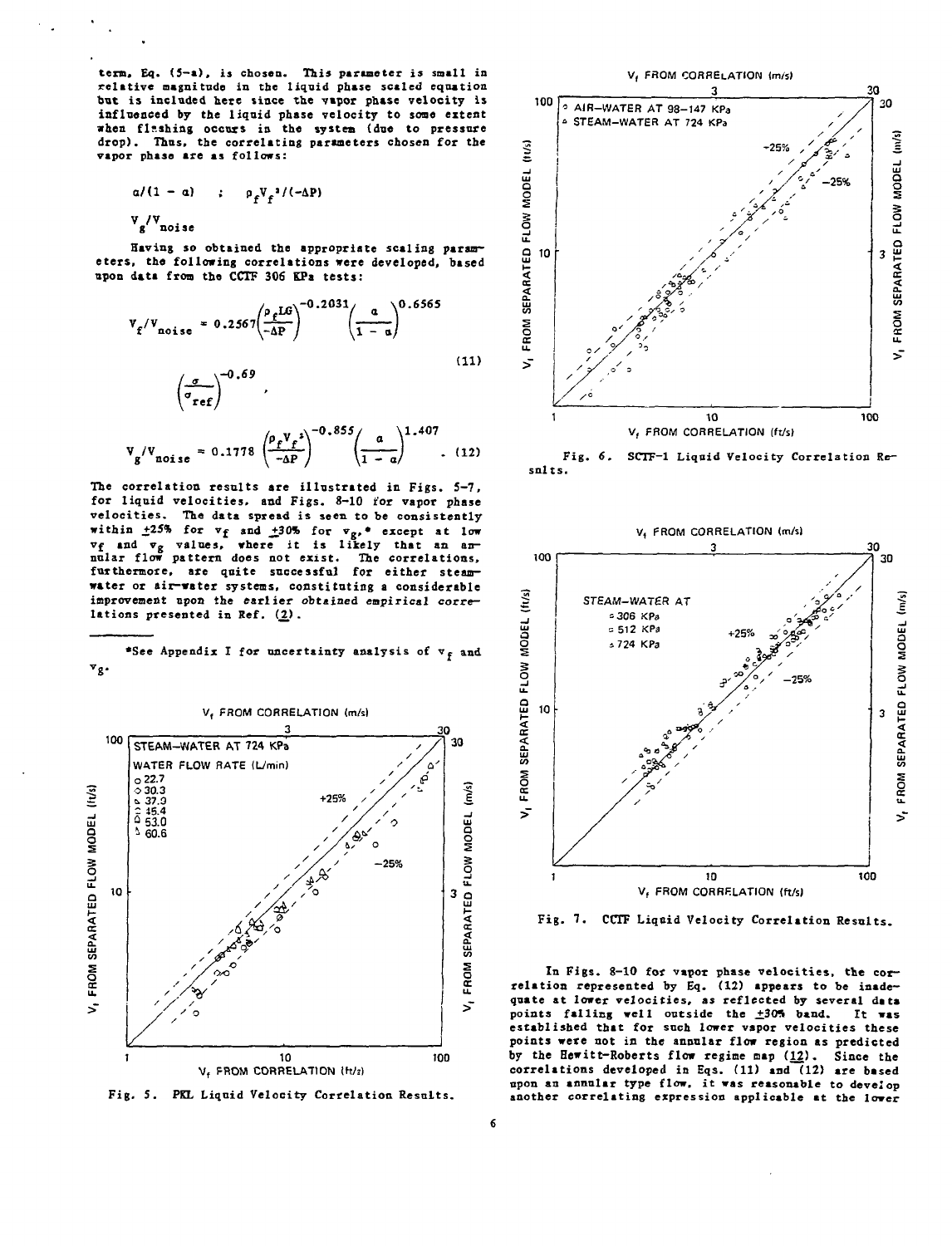term, Eq. (5-a), is chosen. This parameter is small in relative magnitude in the liquid phase scaled equation but is included here since the vapor phase velocity is influenced by the liquid phase velocity to some extent when flashing occurs in the system (due to pressure drop). Thus, the correlating parameters chosen for the vapor phase are as follows:

$$\alpha/(1-\alpha) \quad ; \quad \rho_f V_f^{\,2}/(-\Delta P)$$

$$V_g/V_{noise}$$

Having so obtained the appropriate scaling parameters, the following correlations were developed, based upon data from the CCTF 306 KPa tests:

$$V_f/V_{noise} = 0.2567\left(\frac{\rho_f LG}{-\Delta P}\right)^{-0.2031}\left(\frac{\alpha}{1-\alpha}\right)^{0.6565}\left(\frac{\sigma}{\sigma_{ref}}\right)^{-0.69}, \quad (11)$$

$$V_g/V_{noise} = 0.1778\left(\frac{\rho_f V_f^{\,2}}{-\Delta P}\right)^{-0.855}\left(\frac{\alpha}{1-\alpha}\right)^{1.407} . \quad (12)$$

The correlation results are illustrated in Figs. 5–7, for liquid velocities, and Figs. 8–10 for vapor phase velocities. The data spread is seen to be consistently within ±25% for $v_f$ and ±30% for $v_g$,* except at low $v_f$ and $v_g$ values, where it is likely that an annular flow pattern does not exist. The correlations, furthermore, are quite successful for either steam-water or air-water systems, constituting a considerable improvement upon the earlier obtained empirical correlations presented in Ref. (2).

*See Appendix I for uncertainty analysis of $v_f$ and $v_g$.

Fig. 5. PKL Liquid Velocity Correlation Results.

Fig. 6. SCTF-1 Liquid Velocity Correlation Results.

Fig. 7. CCTF Liquid Velocity Correlation Results.

In Figs. 8–10 for vapor phase velocities, the correlation represented by Eq. (12) appears to be inadequate at lower velocities, as reflected by several data points falling well outside the ±30% band. It was established that for such lower vapor velocities these points were not in the annular flow region as predicted by the Hewitt-Roberts flow regime map (12). Since the correlations developed in Eqs. (11) and (12) are based upon an annular type flow, it was reasonable to develop another correlating expression applicable at the lower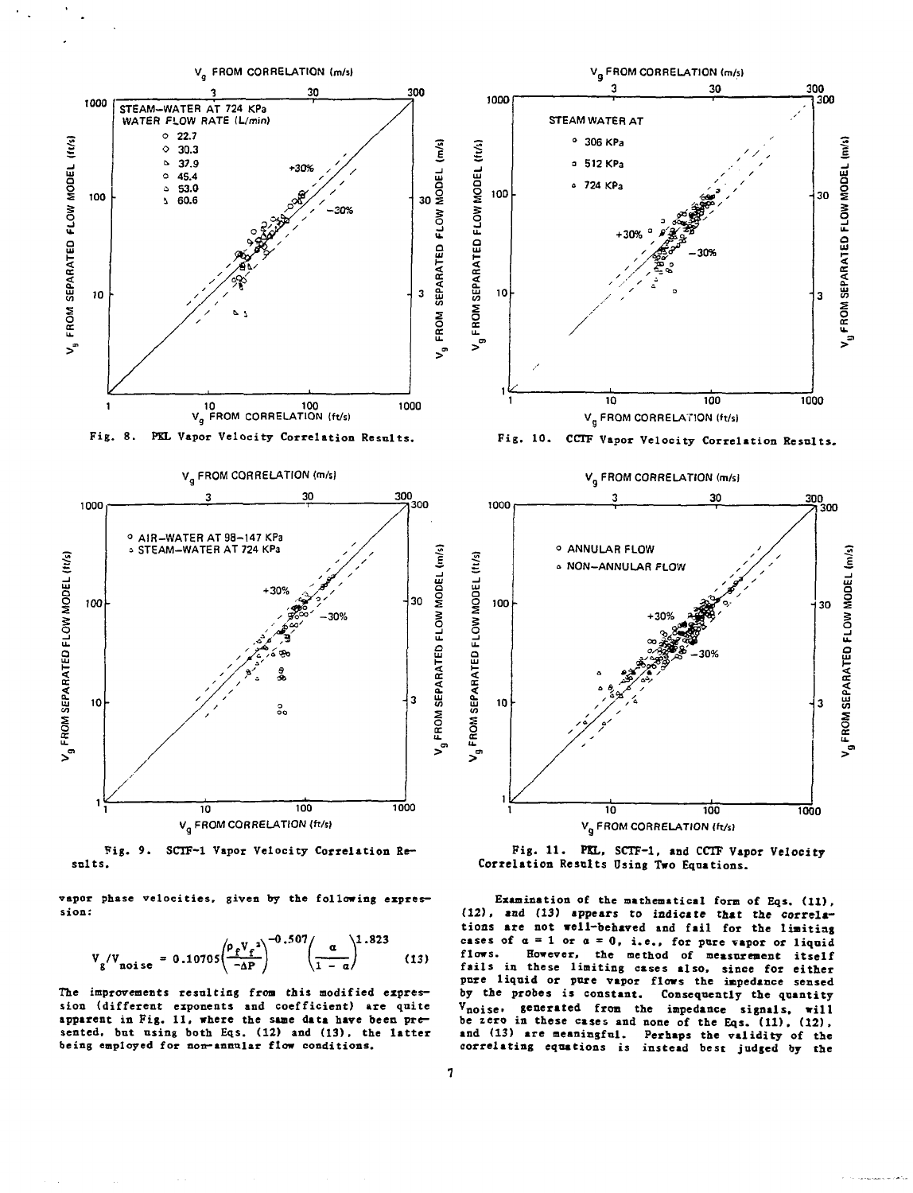Fig. 8. PKL Vapor Velocity Correlation Results.

Fig. 9. SCTF-1 Vapor Velocity Correlation Results.

Fig. 10. CCTF Vapor Velocity Correlation Results.

Fig. 11. PKL, SCTF-1, and CCTF Vapor Velocity Correlation Results Using Two Equations.

vapor phase velocities, given by the following expression:

$$V_g/V_{noise} = 0.10705\left(\frac{\rho_f V_f^2}{-\Delta P}\right)^{-0.507}\left(\frac{\alpha}{1-\alpha}\right)^{1.823} \quad (13)$$

The improvements resulting from this modified expression (different exponents and coefficient) are quite apparent in Fig. 11, where the same data have been presented, but using both Eqs. (12) and (13), the latter being employed for non-annular flow conditions.

Examination of the mathematical form of Eqs. (11), (12), and (13) appears to indicate that the correlations are not well-behaved and fail for the limiting cases of $\alpha = 1$ or $\alpha = 0$, i.e., for pure vapor or liquid flows. However, the method of measurement itself fails in these limiting cases also, since for either pure liquid or pure vapor flows the impedance sensed by the probes is constant. Consequently the quantity $V_{noise}$, generated from the impedance signals, will be zero in these cases and none of the Eqs. (11), (12), and (13) are meaningful. Perhaps the validity of the correlating equations is instead best judged by the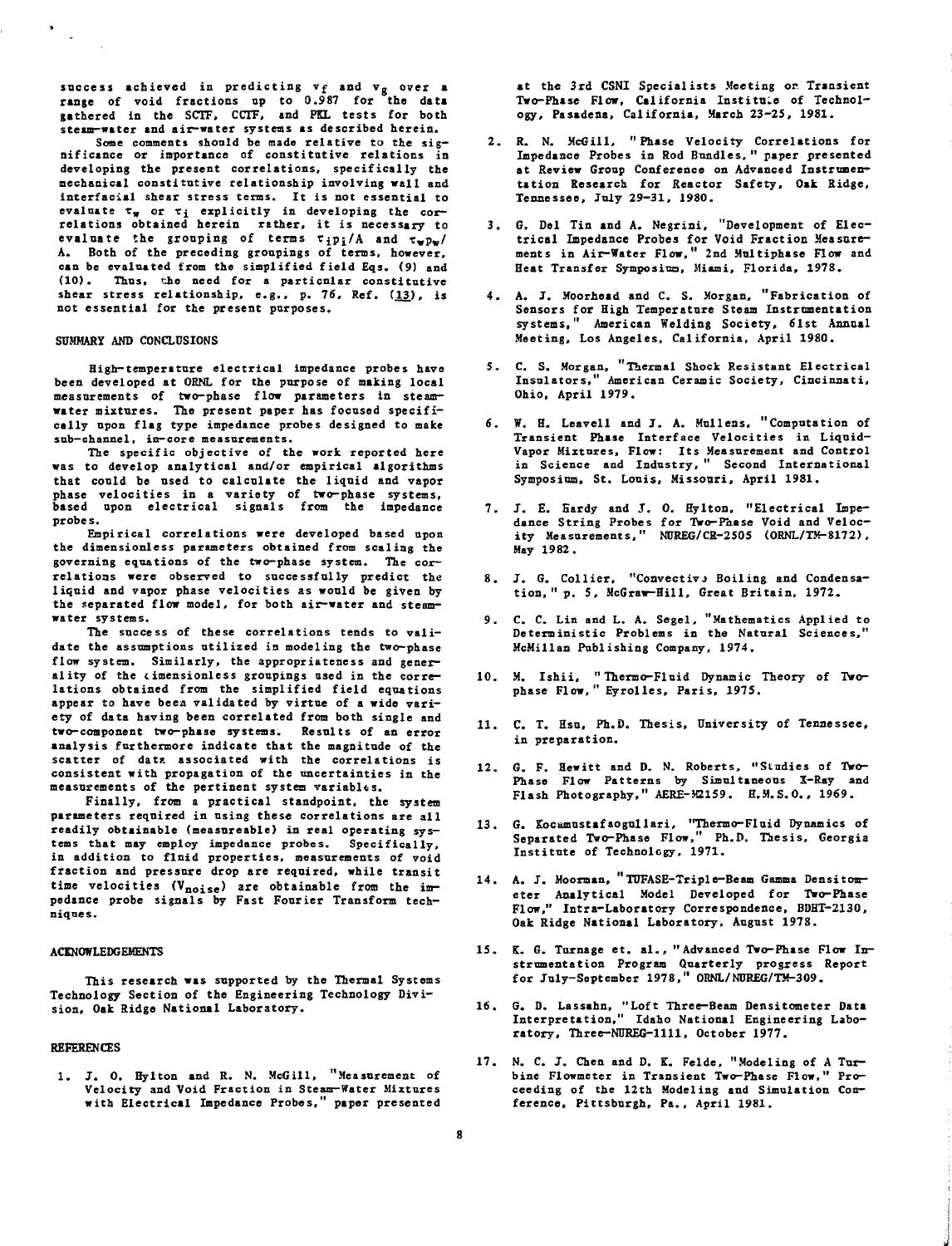success achieved in predicting $v_f$ and $v_g$ over a range of void fractions up to 0.987 for the data gathered in the SCTF, CCTF, and PKL tests for both steam-water and air-water systems as described herein.

Some comments should be made relative to the significance or importance of constitutive relations in developing the present correlations, specifically the mechanical constitutive relationship involving wall and interfacial shear stress terms. It is not essential to evaluate $\tau_w$ or $\tau_i$ explicitly in developing the correlations obtained herein rather, it is necessary to evaluate the grouping of terms $\tau_i p_i/A$ and $\tau_w p_w/A$. Both of the preceding groupings of terms, however, can be evaluated from the simplified field Eqs. (9) and (10). Thus, the need for a particular constitutive shear stress relationship, e.g., p. 76, Ref. (13), is not essential for the present purposes.

## SUMMARY AND CONCLUSIONS

High-temperature electrical impedance probes have been developed at ORNL for the purpose of making local measurements of two-phase flow parameters in steam-water mixtures. The present paper has focused specifically upon flag type impedance probes designed to make sub-channel, in-core measurements.

The specific objective of the work reported here was to develop analytical and/or empirical algorithms that could be used to calculate the liquid and vapor phase velocities in a variety of two-phase systems, based upon electrical signals from the impedance probes.

Empirical correlations were developed based upon the dimensionless parameters obtained from scaling the governing equations of the two-phase system. The correlations were observed to successfully predict the liquid and vapor phase velocities as would be given by the separated flow model, for both air-water and steam-water systems.

The success of these correlations tends to validate the assumptions utilized in modeling the two-phase flow system. Similarly, the appropriateness and generality of the dimensionless groupings used in the correlations obtained from the simplified field equations appear to have been validated by virtue of a wide variety of data having been correlated from both single and two-component two-phase systems. Results of an error analysis furthermore indicate that the magnitude of the scatter of data associated with the correlations is consistent with propagation of the uncertainties in the measurements of the pertinent system variables.

Finally, from a practical standpoint, the system parameters required in using these correlations are all readily obtainable (measureable) in real operating systems that may employ impedance probes. Specifically, in addition to fluid properties, measurements of void fraction and pressure drop are required, while transit time velocities ($V_{noise}$) are obtainable from the impedance probe signals by Fast Fourier Transform techniques.

## ACKNOWLEDGEMENTS

This research was supported by the Thermal Systems Technology Section of the Engineering Technology Division, Oak Ridge National Laboratory.

## REFERENCES

1. J. O. Hylton and R. N. McGill, "Measurement of Velocity and Void Fraction in Steam-Water Mixtures with Electrical Impedance Probes," paper presented at the 3rd CSNI Specialists Meeting on Transient Two-Phase Flow, California Institute of Technology, Pasadena, California, March 23-25, 1981.
2. R. N. McGill, "Phase Velocity Correlations for Impedance Probes in Rod Bundles," paper presented at Review Group Conference on Advanced Instrumentation Research for Reactor Safety, Oak Ridge, Tennessee, July 29-31, 1980.
3. G. Del Tin and A. Negrini, "Development of Electrical Impedance Probes for Void Fraction Measurements in Air-Water Flow," 2nd Multiphase Flow and Heat Transfer Symposium, Miami, Florida, 1978.
4. A. J. Moorhead and C. S. Morgan, "Fabrication of Sensors for High Temperature Steam Instrumentation systems," American Welding Society, 61st Annual Meeting, Los Angeles, California, April 1980.
5. C. S. Morgan, "Thermal Shock Resistant Electrical Insulators," American Ceramic Society, Cincinnati, Ohio, April 1979.
6. W. H. Leavell and J. A. Mullens. "Computation of Transient Phase Interface Velocities in Liquid-Vapor Mixtures, Flow: Its Measurement and Control in Science and Industry," Second International Symposium, St. Louis, Missouri, April 1981.
7. J. E. Hardy and J. O. Hylton, "Electrical Impedance String Probes for Two-Phase Void and Velocity Measurements," NUREG/CR-2505 (ORNL/TM-8172), May 1982.
8. J. G. Collier, "Convective Boiling and Condensation," p. 5, McGraw-Hill, Great Britain, 1972.
9. C. C. Lin and L. A. Segel, "Mathematics Applied to Deterministic Problems in the Natural Sciences," McMillan Publishing Company, 1974.
10. M. Ishii, "Thermo-Fluid Dynamic Theory of Two-phase Flow," Eyrolles, Paris, 1975.
11. C. T. Hsu, Ph.D. Thesis, University of Tennessee, in preparation.
12. G. F. Hewitt and D. N. Roberts, "Studies of Two-Phase Flow Patterns by Simultaneous X-Ray and Flash Photography," AERE-M2159. H.M.S.O., 1969.
13. G. Kocamustafaogullari, "Thermo-Fluid Dynamics of Separated Two-Phase Flow," Ph.D. Thesis, Georgia Institute of Technology, 1971.
14. A. J. Moorman, "TUFASE-Triple-Beam Gamma Densitometer Analytical Model Developed for Two-Phase Flow," Intra-Laboratory Correspondence, BDHT-2130, Oak Ridge National Laboratory, August 1978.
15. K. G. Turnage et. al., "Advanced Two-Phase Flow Instrumentation Program Quarterly progress Report for July-September 1978," ORNL/NUREG/TM-309.
16. G. D. Lassahn, "Loft Three-Beam Densitometer Data Interpretation," Idaho National Engineering Laboratory, Three-NUREG-1111, October 1977.
17. N. C. J. Chen and D. K. Felde, "Modeling of A Turbine Flowmeter in Transient Two-Phase Flow," Proceeding of the 12th Modeling and Simulation Conference, Pittsburgh, Pa., April 1981.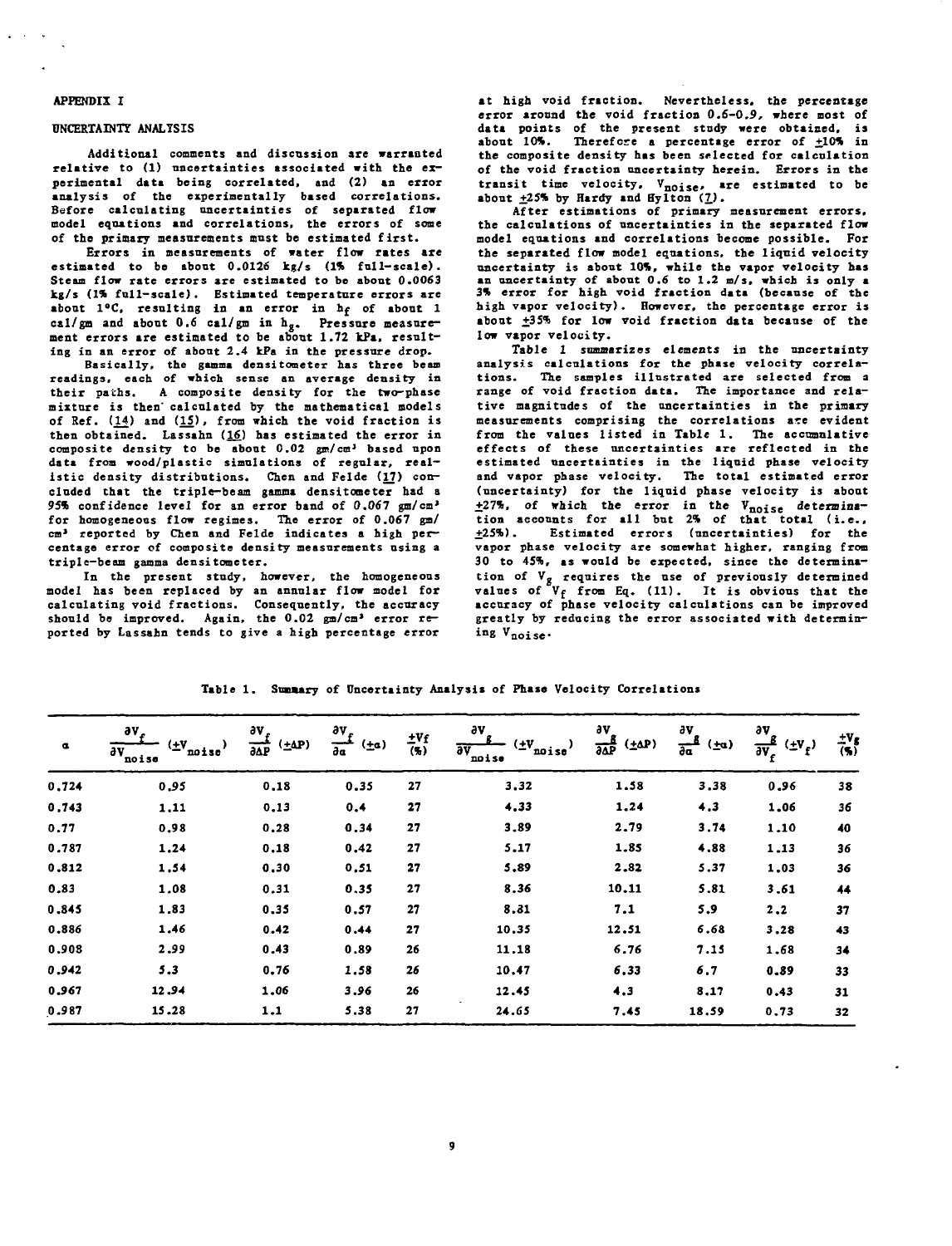## APPENDIX I

### UNCERTAINTY ANALYSIS

Additional comments and discussion are warranted relative to (1) uncertainties associated with the experimental data being correlated, and (2) an error analysis of the experimentally based correlations. Before calculating uncertainties of separated flow model equations and correlations, the errors of some of the primary measurements must be estimated first.

Errors in measurements of water flow rates are estimated to be about 0.0126 kg/s (1% full-scale). Steam flow rate errors are estimated to be about 0.0063 kg/s (1% full-scale). Estimated temperature errors are about 1°C, resulting in an error in $h_f$ of about 1 cal/gm and about 0.6 cal/gm in $h_g$. Pressure measurement errors are estimated to be about 1.72 kPa, resulting in an error of about 2.4 kPa in the pressure drop.

Basically, the gamma densitometer has three beam readings, each of which sense an average density in their paths. A composite density for the two-phase mixture is then calculated by the mathematical models of Ref. (14) and (15), from which the void fraction is then obtained. Lassahn (16) has estimated the error in composite density to be about 0.02 gm/cm³ based upon data from wood/plastic simulations of regular, realistic density distributions. Chen and Felde (17) concluded that the triple-beam gamma densitometer had a 95% confidence level for an error band of 0.067 gm/cm³ for homogeneous flow regimes. The error of 0.067 gm/cm³ reported by Chen and Felde indicates a high percentage error of composite density measurements using a triple-beam gamma densitometer.

In the present study, however, the homogeneous model has been replaced by an annular flow model for calculating void fractions. Consequently, the accuracy should be improved. Again, the 0.02 gm/cm³ error reported by Lassahn tends to give a high percentage error at high void fraction. Nevertheless, the percentage error around the void fraction 0.6-0.9, where most of data points of the present study were obtained, is about 10%. Therefore a percentage error of ±10% in the composite density has been selected for calculation of the void fraction uncertainty herein. Errors in the transit time velocity, $V_{noise}$, are estimated to be about ±25% by Hardy and Hylton (7).

After estimations of primary measurement errors, the calculations of uncertainties in the separated flow model equations and correlations become possible. For the separated flow model equations, the liquid velocity uncertainty is about 10%, while the vapor velocity has an uncertainty of about 0.6 to 1.2 m/s, which is only a 3% error for high void fraction data (because of the high vapor velocity). However, the percentage error is about ±35% for low void fraction data because of the low vapor velocity.

Table 1 summarizes elements in the uncertainty analysis calculations for the phase velocity correlations. The samples illustrated are selected from a range of void fraction data. The importance and relative magnitudes of the uncertainties in the primary measurements comprising the correlations are evident from the values listed in Table 1. The accumulative effects of these uncertainties are reflected in the estimated uncertainties in the liquid phase velocity and vapor phase velocity. The total estimated error (uncertainty) for the liquid phase velocity is about ±27%, of which the error in the $V_{noise}$ determination accounts for all but 2% of that total (i.e., ±25%). Estimated errors (uncertainties) for the vapor phase velocity are somewhat higher, ranging from 30 to 45%, as would be expected, since the determination of $V_g$ requires the use of previously determined values of $V_f$ from Eq. (11). It is obvious that the accuracy of phase velocity calculations can be improved greatly by reducing the error associated with determining $V_{noise}$.

Table 1. Summary of Uncertainty Analysis of Phase Velocity Correlations

| $\alpha$ | $\frac{\partial V_f}{\partial V_{noise}}(\pm V_{noise})$ | $\frac{\partial V_f}{\partial \Delta P}(\pm \Delta P)$ | $\frac{\partial V_f}{\partial \alpha}(\pm \alpha)$ | $\pm V_f$ (%) | $\frac{\partial V_g}{\partial V_{noise}}(\pm V_{noise})$ | $\frac{\partial V_g}{\partial \Delta P}(\pm \Delta P)$ | $\frac{\partial V_g}{\partial \alpha}(\pm \alpha)$ | $\frac{\partial V_g}{\partial V_f}(\pm V_f)$ | $\pm V_g$ (%) |
|---|---|---|---|---|---|---|---|---|---|
| 0.724 | 0.95 | 0.18 | 0.35 | 27 | 3.32 | 1.58 | 3.38 | 0.96 | 38 |
| 0.743 | 1.11 | 0.13 | 0.4 | 27 | 4.33 | 1.24 | 4.3 | 1.06 | 36 |
| 0.77 | 0.98 | 0.28 | 0.34 | 27 | 3.89 | 2.79 | 3.74 | 1.10 | 40 |
| 0.787 | 1.24 | 0.18 | 0.42 | 27 | 5.17 | 1.85 | 4.88 | 1.13 | 36 |
| 0.812 | 1.54 | 0.30 | 0.51 | 27 | 5.89 | 2.82 | 5.37 | 1.03 | 36 |
| 0.83 | 1.08 | 0.31 | 0.35 | 27 | 8.36 | 10.11 | 5.81 | 3.61 | 44 |
| 0.845 | 1.83 | 0.35 | 0.57 | 27 | 8.81 | 7.1 | 5.9 | 2.2 | 37 |
| 0.886 | 1.46 | 0.42 | 0.44 | 27 | 10.35 | 12.51 | 6.68 | 3.28 | 43 |
| 0.908 | 2.99 | 0.43 | 0.89 | 26 | 11.18 | 6.76 | 7.15 | 1.68 | 34 |
| 0.942 | 5.3 | 0.76 | 1.58 | 26 | 10.47 | 6.33 | 6.7 | 0.89 | 33 |
| 0.967 | 12.94 | 1.06 | 3.96 | 26 | 12.45 | 4.3 | 8.17 | 0.43 | 31 |
| 0.987 | 15.28 | 1.1 | 5.38 | 27 | 24.65 | 7.45 | 18.59 | 0.73 | 32 |